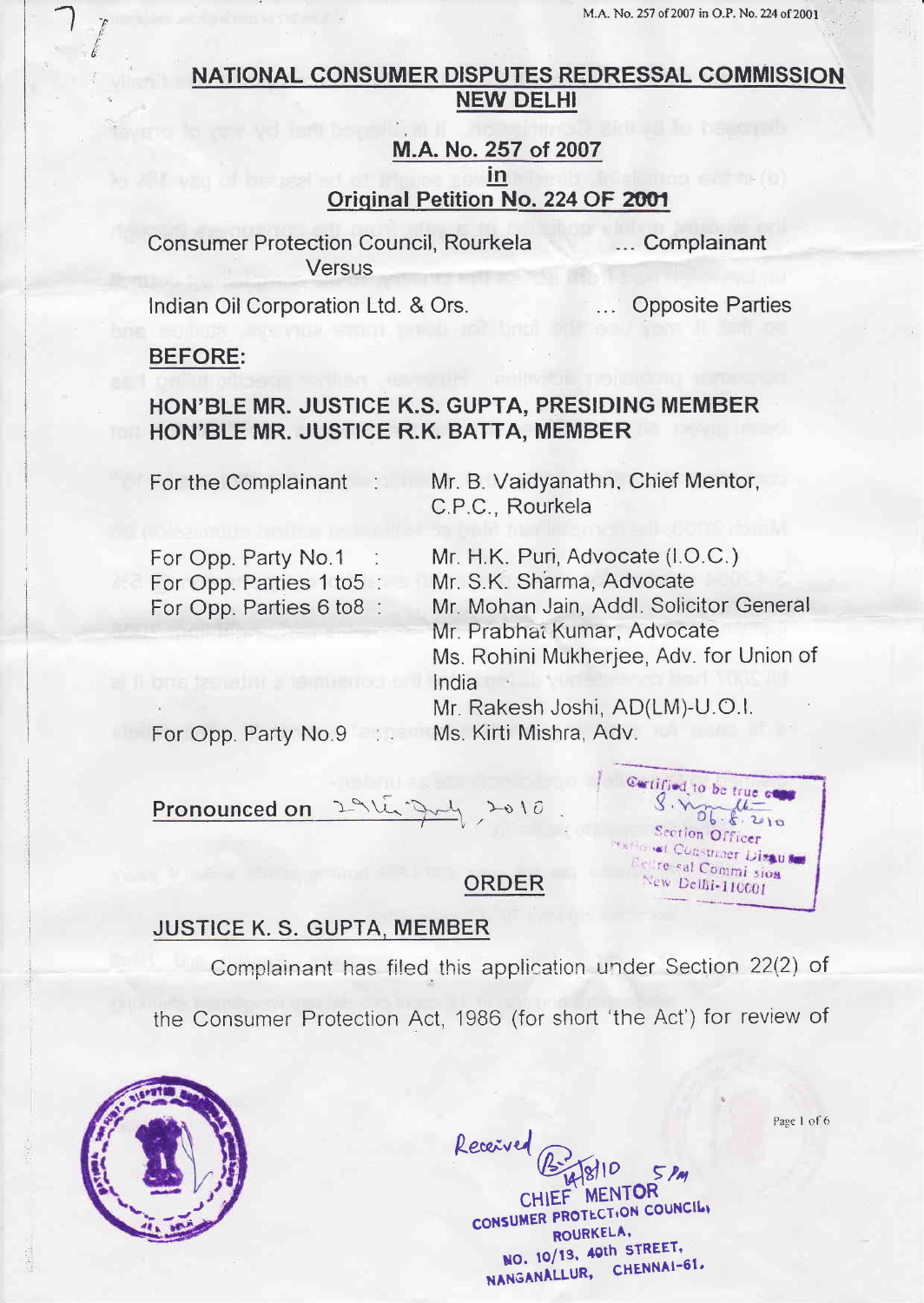# NATIONAL CONSUMER DISPUTES REDRESSAL COMMISSION NEW DELHI

## M.A. No. 257 of 2007 in Original Petition No. 224 OF 2001

Consumer Protection Council, Rourkela ... Complainant

Versus

Indian Oil Corporation Ltd. & Ors. ... Opposite Parties

**BEFORE:**

**HON'BLE MR. JUSTICE K.S. GUPTA, PRESIDING MEMBER**
**HON'BLE MR. JUSTICE R.K. BATTA, MEMBER**

| | |
|---|---|
| For the Complainant : | Mr. B. Vaidyanathn, Chief Mentor, C.P.C., Rourkela |
| For Opp. Party No.1 : | Mr. H.K. Puri, Advocate (I.O.C.) |
| For Opp. Parties 1 to5 : | Mr. S.K. Sharma, Advocate |
| For Opp. Parties 6 to8 : | Mr. Mohan Jain, Addl. Solicitor General<br>Mr. Prabhat Kumar, Advocate<br>Ms. Rohini Mukherjee, Adv. for Union of India<br>Mr. Rakesh Joshi, AD(LM)-U.O.I. |
| For Opp. Party No.9 : | Ms. Kirti Mishra, Adv. |

**Pronounced on** 29th July, 2010

Certified to be true copy
06-8-2010
Section Officer
National Consumer Disputes Redressal Commission
New Delhi-110001

## ORDER

**JUSTICE K. S. GUPTA, MEMBER**

Complainant has filed this application under Section 22(2) of the Consumer Protection Act, 1986 (for short 'the Act') for review of

Received
14/8/10 5 PM
CHIEF MENTOR
CONSUMER PROTECTION COUNCIL, ROURKELA,
NO. 10/13, 40th STREET,
NANGANALLUR, CHENNAI-61.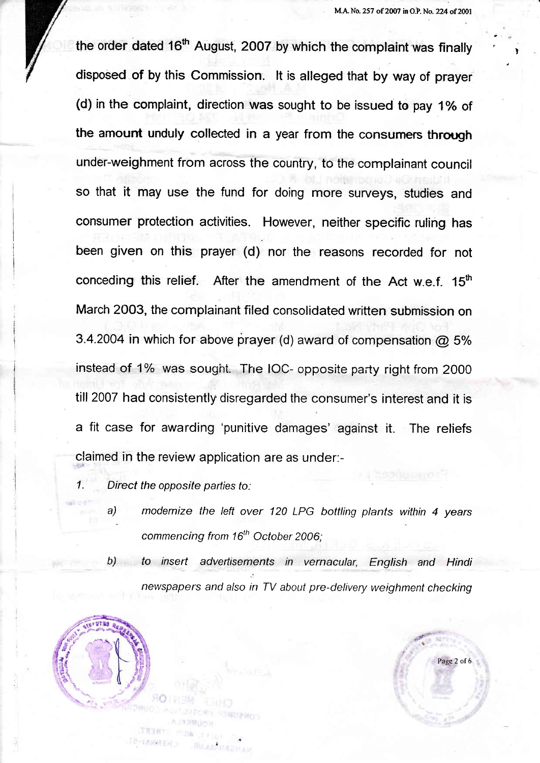the order dated 16th August, 2007 by which the complaint was finally disposed of by this Commission. It is alleged that by way of prayer (d) in the complaint, direction was sought to be issued to pay 1% of the amount unduly collected in a year from the consumers through under-weighment from across the country, to the complainant council so that it may use the fund for doing more surveys, studies and consumer protection activities. However, neither specific ruling has been given on this prayer (d) nor the reasons recorded for not conceding this relief. After the amendment of the Act w.e.f. 15th March 2003, the complainant filed consolidated written submission on 3.4.2004 in which for above prayer (d) award of compensation @ 5% instead of 1% was sought. The IOC- opposite party right from 2000 till 2007 had consistently disregarded the consumer's interest and it is a fit case for awarding 'punitive damages' against it. The reliefs claimed in the review application are as under:-

1. *Direct the opposite parties to:*

   a) *modernize the left over 120 LPG bottling plants within 4 years commencing from 16th October 2006;*

   b) *to insert advertisements in vernacular, English and Hindi newspapers and also in TV about pre-delivery weighment checking*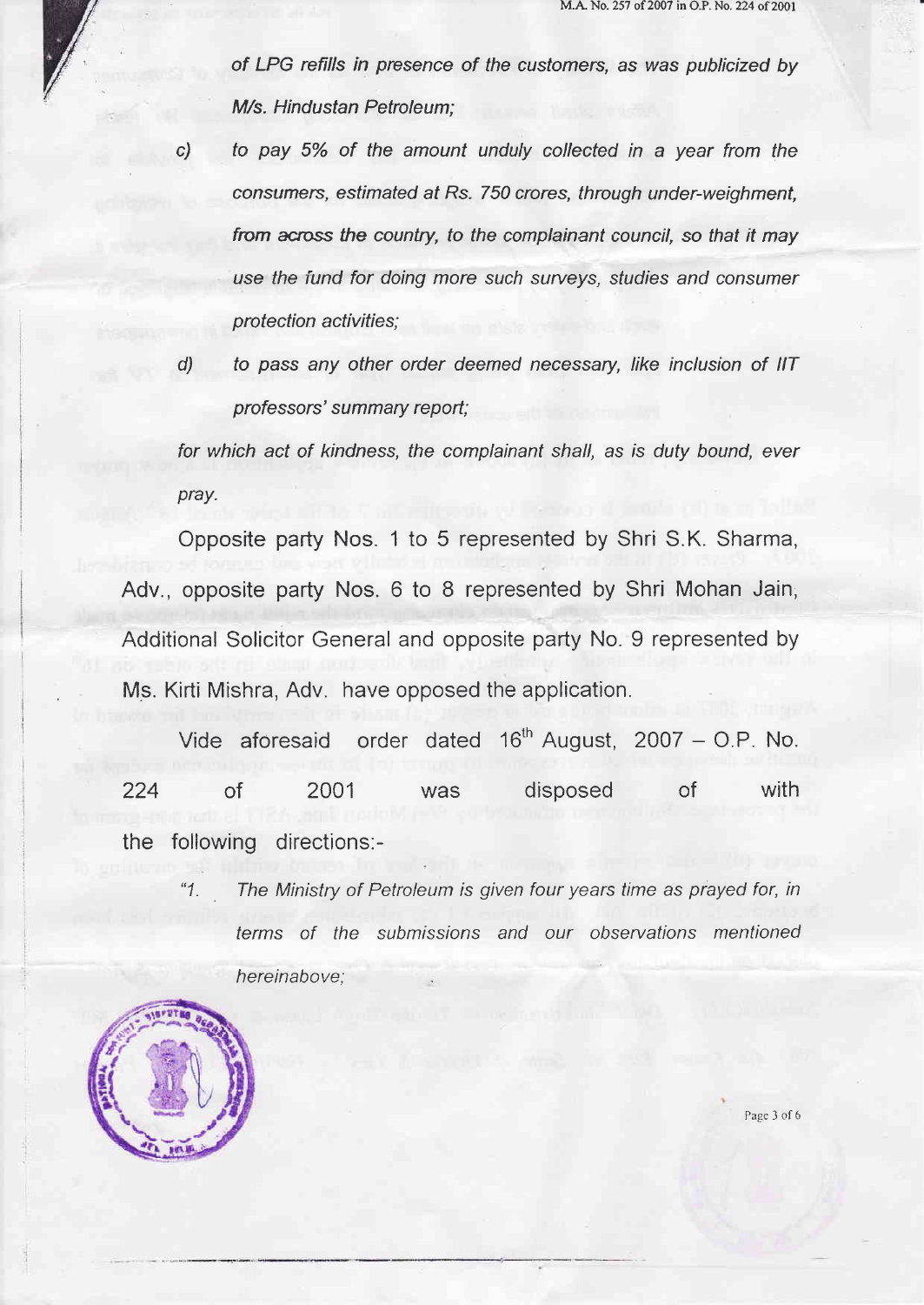of LPG refills in presence of the customers, as was publicized by M/s. Hindustan Petroleum;

c) to pay 5% of the amount unduly collected in a year from the consumers, estimated at Rs. 750 crores, through under-weighment, from across the country, to the complainant council, so that it may use the fund for doing more such surveys, studies and consumer protection activities;

d) to pass any other order deemed necessary, like inclusion of IIT professors' summary report;

for which act of kindness, the complainant shall, as is duty bound, ever pray.

Opposite party Nos. 1 to 5 represented by Shri S.K. Sharma, Adv., opposite party Nos. 6 to 8 represented by Shri Mohan Jain, Additional Solicitor General and opposite party No. 9 represented by Ms. Kirti Mishra, Adv. have opposed the application.

Vide aforesaid order dated 16[th] August, 2007 – O.P. No. 224 of 2001 was disposed of with the following directions:-

> "1. The Ministry of Petroleum is given four years time as prayed for, in terms of the submissions and our observations mentioned hereinabove;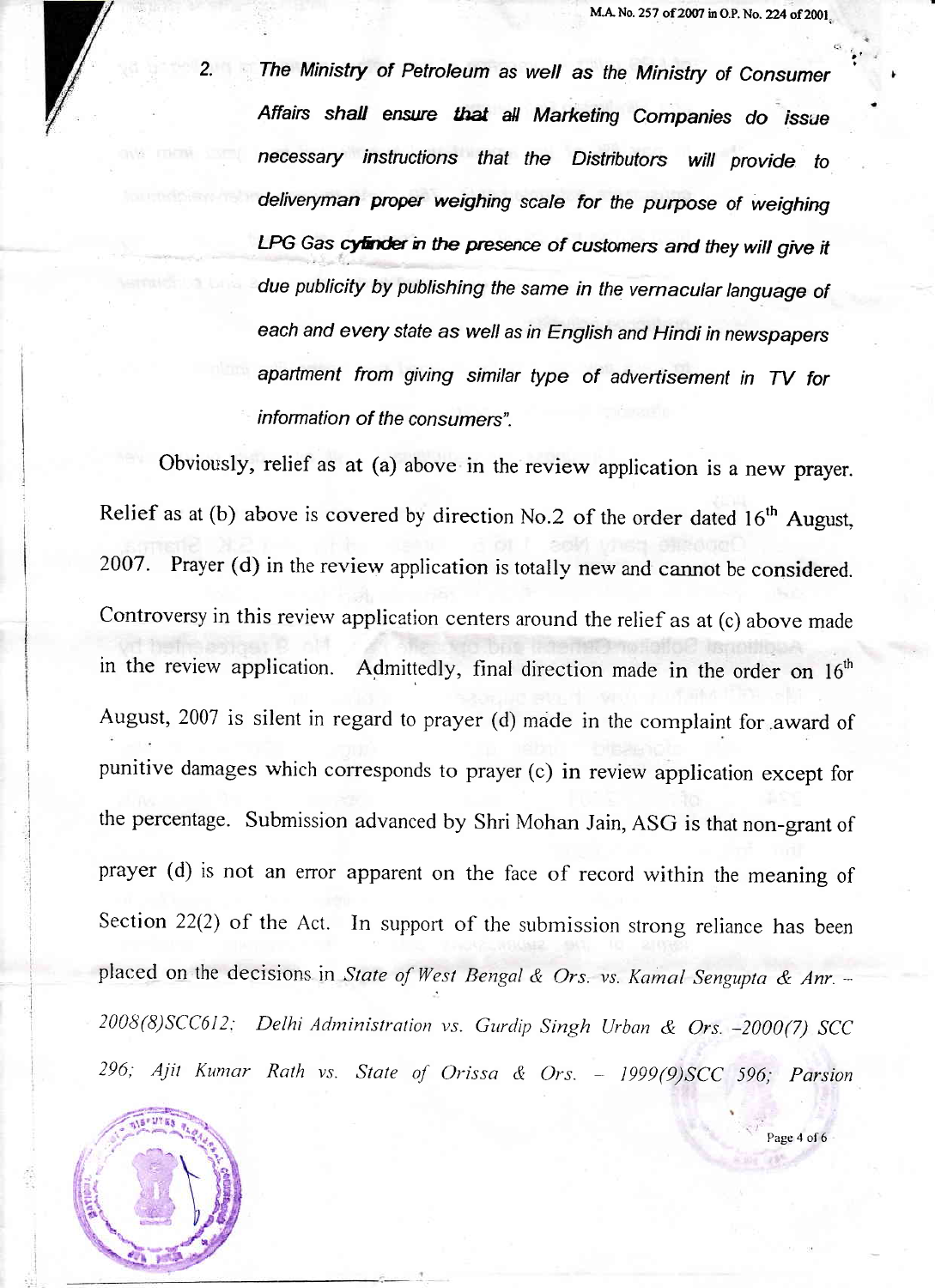2. *The Ministry of Petroleum as well as the Ministry of Consumer Affairs **shall** ensure **that** all Marketing Companies do issue necessary instructions that the Distributors will provide to deliveryman proper weighing scale for the purpose of weighing LPG Gas cylinder in the presence of customers and they will give it due publicity by publishing the same in the vernacular language of each and every state as well as in English and Hindi in newspapers apartment from giving similar type of advertisement in TV for information of the consumers".*

Obviously, relief as at (a) above in the review application is a new prayer. Relief as at (b) above is covered by direction No.2 of the order dated 16th August, 2007. Prayer (d) in the review application is totally new and cannot be considered. Controversy in this review application centers around the relief as at (c) above made in the review application. Admittedly, final direction made in the order on 16th August, 2007 is silent in regard to prayer (d) made in the complaint for award of punitive damages which corresponds to prayer (c) in review application except for the percentage. Submission advanced by Shri Mohan Jain, ASG is that non-grant of prayer (d) is not an error apparent on the face of record within the meaning of Section 22(2) of the Act. In support of the submission strong reliance has been placed on the decisions in *State of West Bengal & Ors. vs. Kamal Sengupta & Anr.* – *2008(8)SCC612; Delhi Administration vs. Gurdip Singh Urban & Ors. –2000(7) SCC 296; Ajit Kumar Rath vs. State of Orissa & Ors. – 1999(9)SCC 596; Parsion*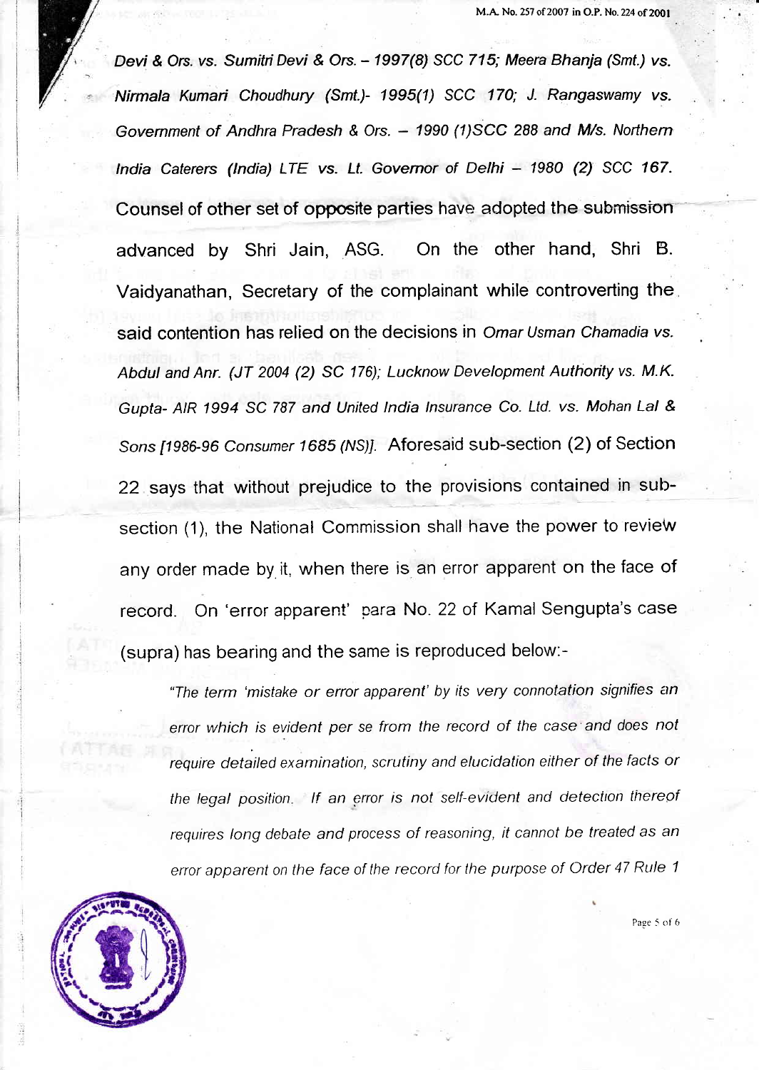*Devi & Ors. vs. Sumitri Devi & Ors. – 1997(8) SCC 715; Meera Bhanja (Smt.) vs. Nirmala Kumari Choudhury (Smt.)- 1995(1) SCC 170; J. Rangaswamy vs. Government of Andhra Pradesh & Ors. – 1990 (1)SCC 288 and M/s. Northern India Caterers (India) LTE vs. Lt. Governor of Delhi – 1980 (2) SCC 167.* Counsel of other set of opposite parties have adopted the submission advanced by Shri Jain, ASG. On the other hand, Shri B. Vaidyanathan, Secretary of the complainant while controverting the said contention has relied on the decisions in *Omar Usman Chamadia vs. Abdul and Anr. (JT 2004 (2) SC 176); Lucknow Development Authority vs. M.K. Gupta- AIR 1994 SC 787 and United India Insurance Co. Ltd. vs. Mohan Lal & Sons [1986-96 Consumer 1685 (NS)].* Aforesaid sub-section (2) of Section 22 says that without prejudice to the provisions contained in sub-section (1), the National Commission shall have the power to review any order made by it, when there is an error apparent on the face of record. On 'error apparent' para No. 22 of Kamal Sengupta's case (supra) has bearing and the same is reproduced below:-

> *"The term 'mistake or error apparent' by its very connotation signifies an error which is evident per se from the record of the case and does not require detailed examination, scrutiny and elucidation either of the facts or the legal position. If an error is not self-evident and detection thereof requires long debate and process of reasoning, it cannot be treated as an error apparent on the face of the record for the purpose of Order 47 Rule 1*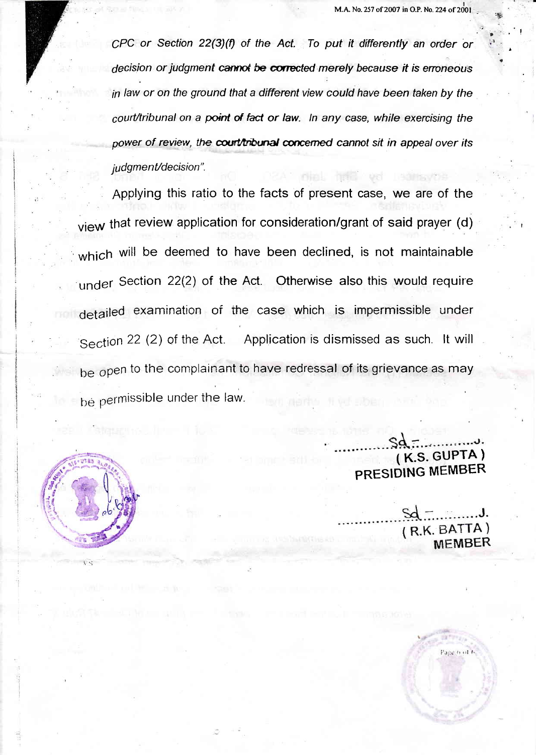*CPC or Section 22(3)(f) of the Act. To put it differently an order or decision or judgment cannot be corrected merely because it is erroneous in law or on the ground that a different view could have been taken by the court/tribunal on a point of fact or law. In any case, while exercising the power of review, the court/tribunal concerned cannot sit in appeal over its judgment/decision".*

Applying this ratio to the facts of present case, we are of the view that review application for consideration/grant of said prayer (d) which will be deemed to have been declined, is not maintainable under Section 22(2) of the Act. Otherwise also this would require detailed examination of the case which is impermissible under Section 22 (2) of the Act. Application is dismissed as such. It will be open to the complainant to have redressal of its grievance as may be permissible under the law.

Sd/-.............J.
( K.S. GUPTA )
PRESIDING MEMBER

Sd/-.............J.
( R.K. BATTA )
MEMBER